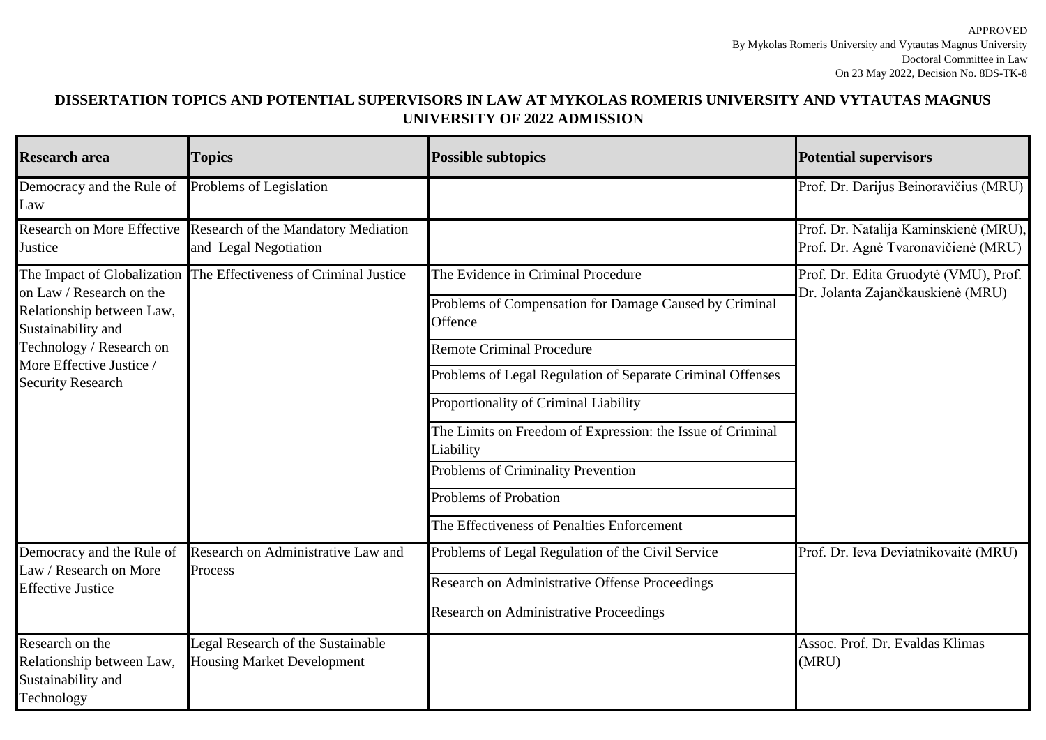APPROVED
By Mykolas Romeris University and Vytautas Magnus University
Doctoral Committee in Law
On 23 May 2022, Decision No. 8DS-TK-8

**DISSERTATION TOPICS AND POTENTIAL SUPERVISORS IN LAW AT MYKOLAS ROMERIS UNIVERSITY AND VYTAUTAS MAGNUS UNIVERSITY OF 2022 ADMISSION**

| Research area | Topics | Possible subtopics | Potential supervisors |
|---|---|---|---|
| Democracy and the Rule of Law | Problems of Legislation | | Prof. Dr. Darijus Beinoravičius (MRU) |
| Research on More Effective Justice | Research of the Mandatory Mediation and Legal Negotiation | | Prof. Dr. Natalija Kaminskienė (MRU), Prof. Dr. Agnė Tvaronavičienė (MRU) |
| The Impact of Globalization on Law / Research on the Relationship between Law, Sustainability and Technology / Research on More Effective Justice / Security Research | The Effectiveness of Criminal Justice | The Evidence in Criminal Procedure | Prof. Dr. Edita Gruodytė (VMU), Prof. Dr. Jolanta Zajančkauskienė (MRU) |
| | | Problems of Compensation for Damage Caused by Criminal Offence | |
| | | Remote Criminal Procedure | |
| | | Problems of Legal Regulation of Separate Criminal Offenses | |
| | | Proportionality of Criminal Liability | |
| | | The Limits on Freedom of Expression: the Issue of Criminal Liability | |
| | | Problems of Criminality Prevention | |
| | | Problems of Probation | |
| | | The Effectiveness of Penalties Enforcement | |
| Democracy and the Rule of Law / Research on More Effective Justice | Research on Administrative Law and Process | Problems of Legal Regulation of the Civil Service | Prof. Dr. Ieva Deviatnikovaitė (MRU) |
| | | Research on Administrative Offense Proceedings | |
| | | Research on Administrative Proceedings | |
| Research on the Relationship between Law, Sustainability and Technology | Legal Research of the Sustainable Housing Market Development | | Assoc. Prof. Dr. Evaldas Klimas (MRU) |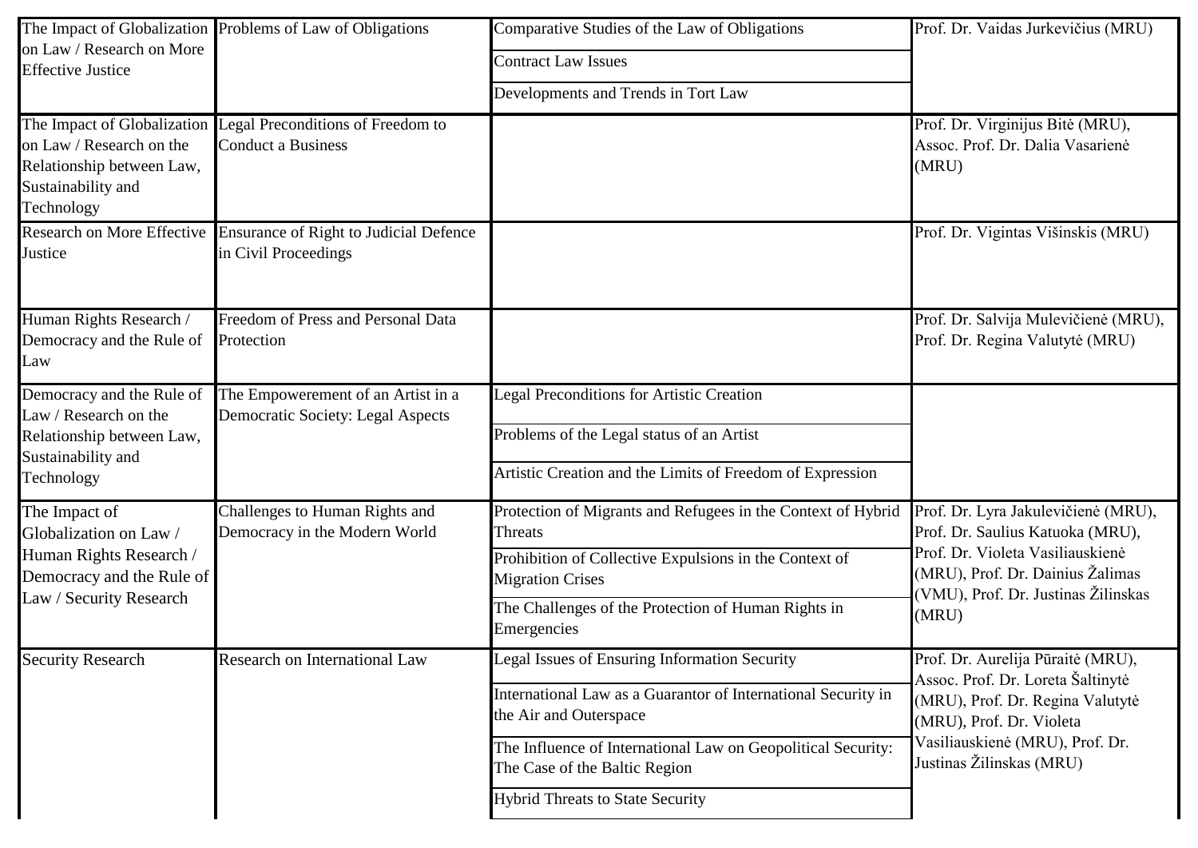| | | | |
|---|---|---|---|
| The Impact of Globalization on Law / Research on More Effective Justice | Problems of Law of Obligations | Comparative Studies of the Law of Obligations | Prof. Dr. Vaidas Jurkevičius (MRU) |
| | | Contract Law Issues | |
| | | Developments and Trends in Tort Law | |
| The Impact of Globalization on Law / Research on the Relationship between Law, Sustainability and Technology | Legal Preconditions of Freedom to Conduct a Business | | Prof. Dr. Virginijus Bitė (MRU), Assoc. Prof. Dr. Dalia Vasarienė (MRU) |
| Research on More Effective Justice | Ensurance of Right to Judicial Defence in Civil Proceedings | | Prof. Dr. Vigintas Višinskis (MRU) |
| Human Rights Research / Democracy and the Rule of Law | Freedom of Press and Personal Data Protection | | Prof. Dr. Salvija Mulevičienė (MRU), Prof. Dr. Regina Valutytė (MRU) |
| Democracy and the Rule of Law / Research on the Relationship between Law, Sustainability and Technology | The Empowerement of an Artist in a Democratic Society: Legal Aspects | Legal Preconditions for Artistic Creation | |
| | | Problems of the Legal status of an Artist | |
| | | Artistic Creation and the Limits of Freedom of Expression | |
| The Impact of Globalization on Law / Human Rights Research / Democracy and the Rule of Law / Security Research | Challenges to Human Rights and Democracy in the Modern World | Protection of Migrants and Refugees in the Context of Hybrid Threats | Prof. Dr. Lyra Jakulevičienė (MRU), Prof. Dr. Saulius Katuoka (MRU), Prof. Dr. Violeta Vasiliauskienė (MRU), Prof. Dr. Dainius Žalimas (VMU), Prof. Dr. Justinas Žilinskas (MRU) |
| | | Prohibition of Collective Expulsions in the Context of Migration Crises | |
| | | The Challenges of the Protection of Human Rights in Emergencies | |
| Security Research | Research on International Law | Legal Issues of Ensuring Information Security | Prof. Dr. Aurelija Pūraitė (MRU), Assoc. Prof. Dr. Loreta Šaltinytė (MRU), Prof. Dr. Regina Valutytė (MRU), Prof. Dr. Violeta Vasiliauskienė (MRU), Prof. Dr. Justinas Žilinskas (MRU) |
| | | International Law as a Guarantor of International Security in the Air and Outerspace | |
| | | The Influence of International Law on Geopolitical Security: The Case of the Baltic Region | |
| | | Hybrid Threats to State Security | |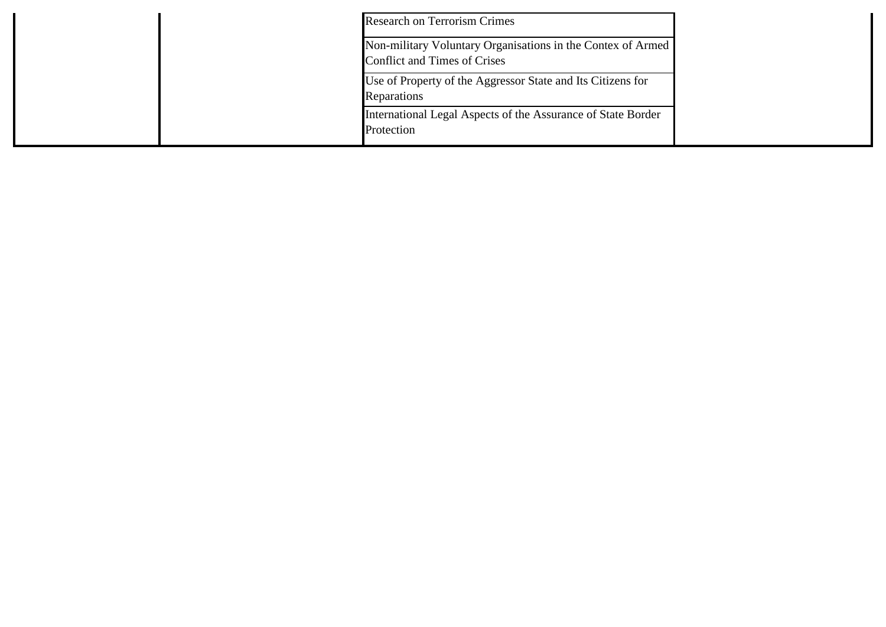| | | | |
|---|---|---|---|
| | | Research on Terrorism Crimes | |
| | | Non-military Voluntary Organisations in the Contex of Armed Conflict and Times of Crises | |
| | | Use of Property of the Aggressor State and Its Citizens for Reparations | |
| | | International Legal Aspects of the Assurance of State Border Protection | |